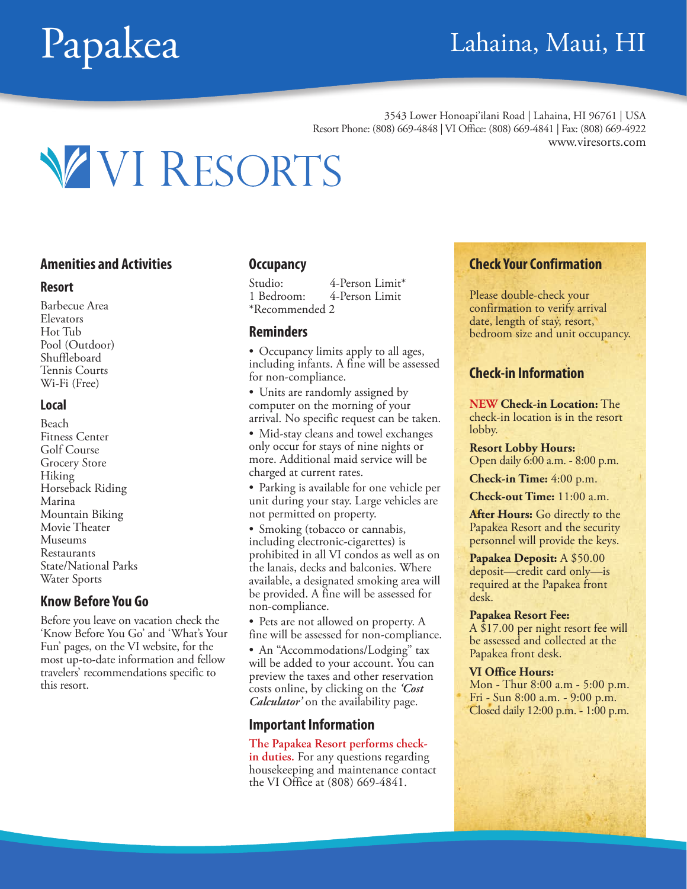# Papakea

## Lahaina, Maui, HI

3543 Lower Honoapi'ilani Road | Lahaina, HI 96761 | USA
Resort Phone: (808) 669-4848 | VI Office: (808) 669-4841 | Fax: (808) 669-4922
www.viresorts.com

VI RESORTS

## Amenities and Activities

### Resort

Barbecue Area
Elevators
Hot Tub
Pool (Outdoor)
Shuffleboard
Tennis Courts
Wi-Fi (Free)

### Local

Beach
Fitness Center
Golf Course
Grocery Store
Hiking
Horseback Riding
Marina
Mountain Biking
Movie Theater
Museums
Restaurants
State/National Parks
Water Sports

## Know Before You Go

Before you leave on vacation check the 'Know Before You Go' and 'What's Your Fun' pages, on the VI website, for the most up-to-date information and fellow travelers' recommendations specific to this resort.

## Occupancy

| | |
|---|---|
| Studio: | 4-Person Limit* |
| 1 Bedroom: | 4-Person Limit |

*Recommended 2

## Reminders

- Occupancy limits apply to all ages, including infants. A fine will be assessed for non-compliance.
- Units are randomly assigned by computer on the morning of your arrival. No specific request can be taken.
- Mid-stay cleans and towel exchanges only occur for stays of nine nights or more. Additional maid service will be charged at current rates.
- Parking is available for one vehicle per unit during your stay. Large vehicles are not permitted on property.
- Smoking (tobacco or cannabis, including electronic-cigarettes) is prohibited in all VI condos as well as on the lanais, decks and balconies. Where available, a designated smoking area will be provided. A fine will be assessed for non-compliance.
- Pets are not allowed on property. A fine will be assessed for non-compliance.
- An "Accommodations/Lodging" tax will be added to your account. You can preview the taxes and other reservation costs online, by clicking on the ***'Cost Calculator'*** on the availability page.

## Important Information

**The Papakea Resort performs check-in duties.** For any questions regarding housekeeping and maintenance contact the VI Office at (808) 669-4841.

## Check Your Confirmation

Please double-check your confirmation to verify arrival date, length of stay, resort, bedroom size and unit occupancy.

## Check-in Information

**NEW Check-in Location:** The check-in location is in the resort lobby.

**Resort Lobby Hours:**
Open daily 6:00 a.m. - 8:00 p.m.

**Check-in Time:** 4:00 p.m.

**Check-out Time:** 11:00 a.m.

**After Hours:** Go directly to the Papakea Resort and the security personnel will provide the keys.

**Papakea Deposit:** A $50.00 deposit—credit card only—is required at the Papakea front desk.

**Papakea Resort Fee:**
A $17.00 per night resort fee will be assessed and collected at the Papakea front desk.

**VI Office Hours:**
Mon - Thur 8:00 a.m - 5:00 p.m.
Fri - Sun 8:00 a.m. - 9:00 p.m.
Closed daily 12:00 p.m. - 1:00 p.m.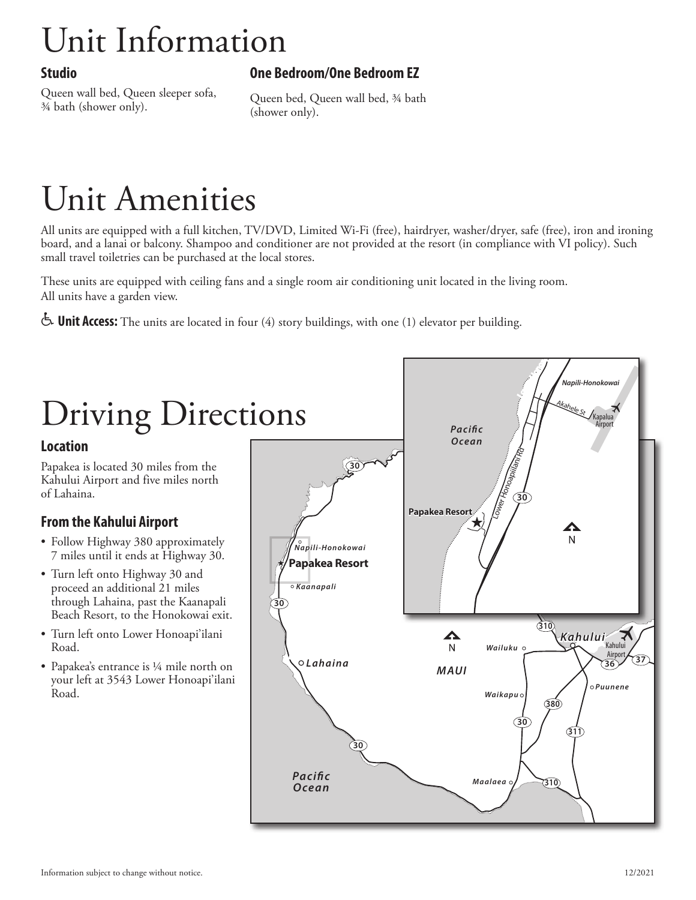# Unit Information

### Studio

Queen wall bed, Queen sleeper sofa, ¾ bath (shower only).

### One Bedroom/One Bedroom EZ

Queen bed, Queen wall bed, ¾ bath (shower only).

# Unit Amenities

All units are equipped with a full kitchen, TV/DVD, Limited Wi-Fi (free), hairdryer, washer/dryer, safe (free), iron and ironing board, and a lanai or balcony. Shampoo and conditioner are not provided at the resort (in compliance with VI policy). Such small travel toiletries can be purchased at the local stores.

These units are equipped with ceiling fans and a single room air conditioning unit located in the living room.
All units have a garden view.

♿ **Unit Access:** The units are located in four (4) story buildings, with one (1) elevator per building.

# Driving Directions

### Location

Papakea is located 30 miles from the Kahului Airport and five miles north of Lahaina.

### From the Kahului Airport

- Follow Highway 380 approximately 7 miles until it ends at Highway 30.
- Turn left onto Highway 30 and proceed an additional 21 miles through Lahaina, past the Kaanapali Beach Resort, to the Honokowai exit.
- Turn left onto Lower Honoapi'ilani Road.
- Papakea's entrance is ¼ mile north on your left at 3543 Lower Honoapi'ilani Road.

Napili-Honokowai
Akahele St
Kapalua Airport
Pacific Ocean
Lower Honoapiilani Rd
30
Papakea Resort
N
Napili-Honokowai
Papakea Resort
Kaanapali
30
310
Kahului
Kahului Airport
36
37
N
Wailuku
Lahaina
MAUI
Puunene
Waikapu
380
30
311
30
Pacific Ocean
Maalaea
310

Information subject to change without notice.

12/2021